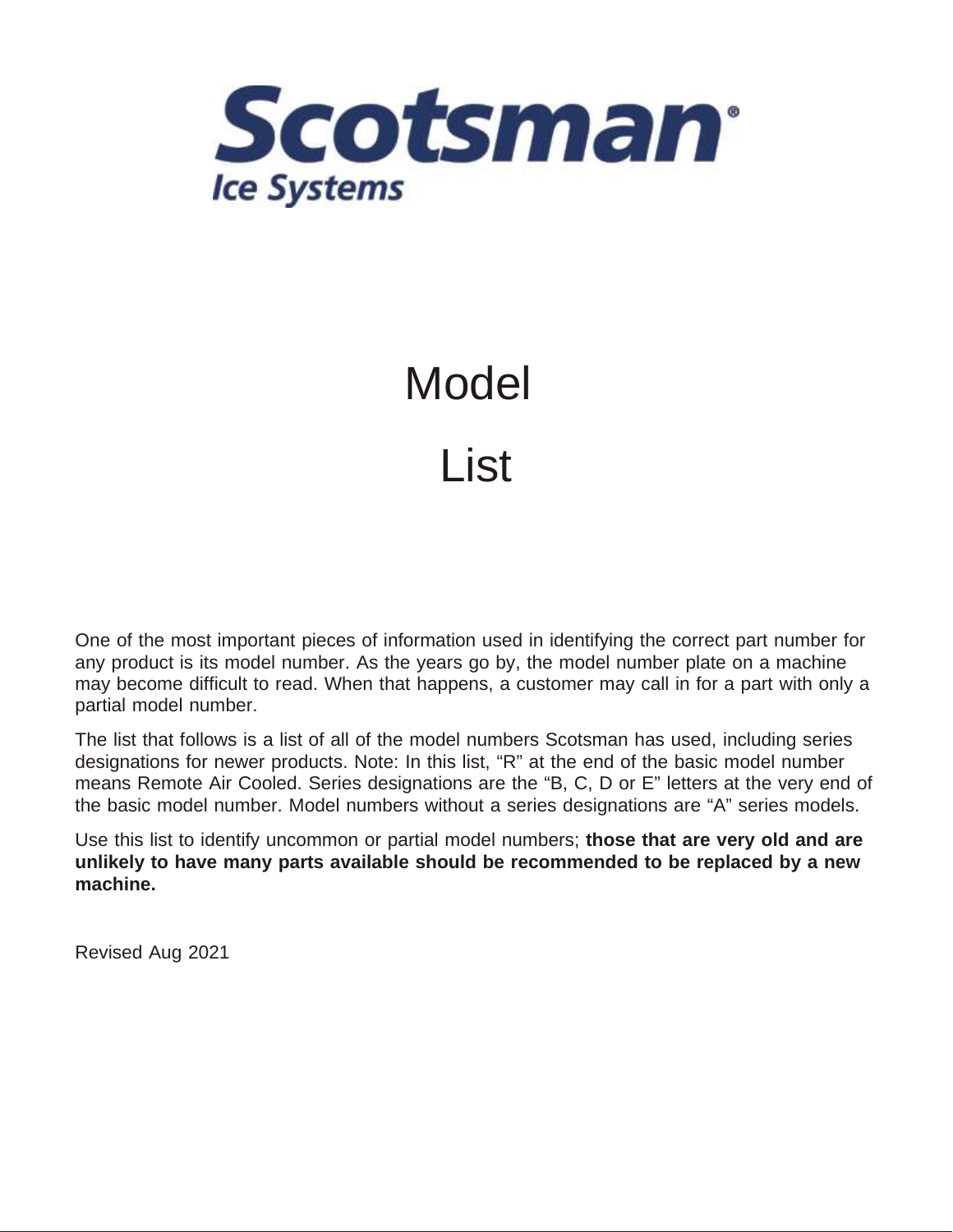# Scotsman®

## Ice Systems

# Model List

One of the most important pieces of information used in identifying the correct part number for any product is its model number. As the years go by, the model number plate on a machine may become difficult to read. When that happens, a customer may call in for a part with only a partial model number.

The list that follows is a list of all of the model numbers Scotsman has used, including series designations for newer products. Note: In this list, "R" at the end of the basic model number means Remote Air Cooled. Series designations are the "B, C, D or E" letters at the very end of the basic model number. Model numbers without a series designations are "A" series models.

Use this list to identify uncommon or partial model numbers; **those that are very old and are unlikely to have many parts available should be recommended to be replaced by a new machine.**

Revised Aug 2021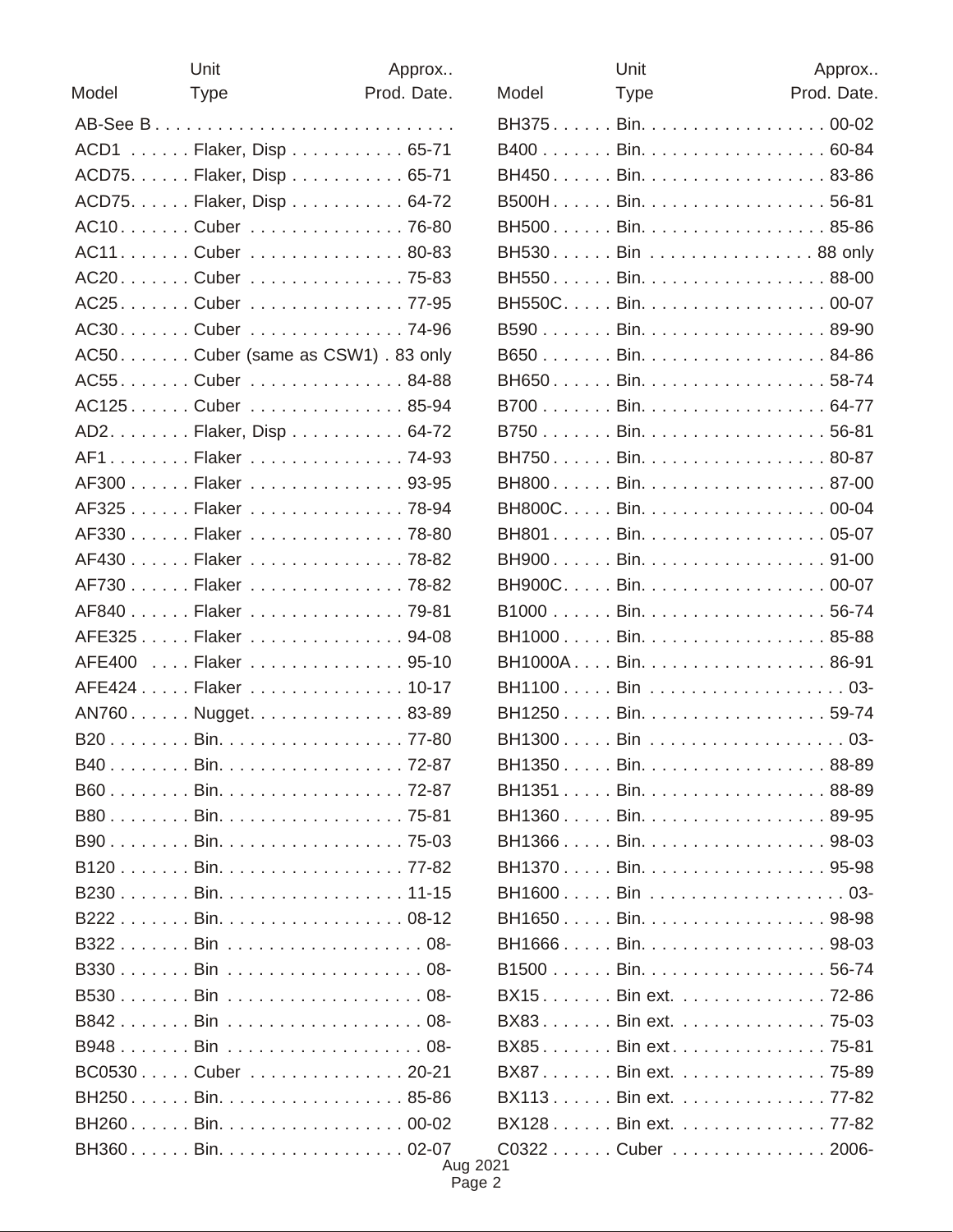| Model | Unit Type | Approx.. Prod. Date. |
|---|---|---|
| AB-See B | | |
| ACD1 | Flaker, Disp | 65-71 |
| ACD75. | Flaker, Disp | 65-71 |
| ACD75. | Flaker, Disp | 64-72 |
| AC10 | Cuber | 76-80 |
| AC11 | Cuber | 80-83 |
| AC20 | Cuber | 75-83 |
| AC25 | Cuber | 77-95 |
| AC30 | Cuber | 74-96 |
| AC50 | Cuber (same as CSW1) | 83 only |
| AC55 | Cuber | 84-88 |
| AC125 | Cuber | 85-94 |
| AD2 | Flaker, Disp | 64-72 |
| AF1 | Flaker | 74-93 |
| AF300 | Flaker | 93-95 |
| AF325 | Flaker | 78-94 |
| AF330 | Flaker | 78-80 |
| AF430 | Flaker | 78-82 |
| AF730 | Flaker | 78-82 |
| AF840 | Flaker | 79-81 |
| AFE325 | Flaker | 94-08 |
| AFE400 | Flaker | 95-10 |
| AFE424 | Flaker | 10-17 |
| AN760 | Nugget | 83-89 |
| B20 | Bin | 77-80 |
| B40 | Bin | 72-87 |
| B60 | Bin | 72-87 |
| B80 | Bin | 75-81 |
| B90 | Bin | 75-03 |
| B120 | Bin | 77-82 |
| B230 | Bin | 11-15 |
| B222 | Bin | 08-12 |
| B322 | Bin | 08- |
| B330 | Bin | 08- |
| B530 | Bin | 08- |
| B842 | Bin | 08- |
| B948 | Bin | 08- |
| BC0530 | Cuber | 20-21 |
| BH250 | Bin | 85-86 |
| BH260 | Bin | 00-02 |
| BH360 | Bin | 02-07 |
| BH375 | Bin | 00-02 |
| B400 | Bin | 60-84 |
| BH450 | Bin | 83-86 |
| B500H | Bin | 56-81 |
| BH500 | Bin | 85-86 |
| BH530 | Bin | 88 only |
| BH550 | Bin | 88-00 |
| BH550C | Bin | 00-07 |
| B590 | Bin | 89-90 |
| B650 | Bin | 84-86 |
| BH650 | Bin | 58-74 |
| B700 | Bin | 64-77 |
| B750 | Bin | 56-81 |
| BH750 | Bin | 80-87 |
| BH800 | Bin | 87-00 |
| BH800C | Bin | 00-04 |
| BH801 | Bin | 05-07 |
| BH900 | Bin | 91-00 |
| BH900C | Bin | 00-07 |
| B1000 | Bin | 56-74 |
| BH1000 | Bin | 85-88 |
| BH1000A | Bin | 86-91 |
| BH1100 | Bin | 03- |
| BH1250 | Bin | 59-74 |
| BH1300 | Bin | 03- |
| BH1350 | Bin | 88-89 |
| BH1351 | Bin | 88-89 |
| BH1360 | Bin | 89-95 |
| BH1366 | Bin | 98-03 |
| BH1370 | Bin | 95-98 |
| BH1600 | Bin | 03- |
| BH1650 | Bin | 98-98 |
| BH1666 | Bin | 98-03 |
| B1500 | Bin | 56-74 |
| BX15 | Bin ext. | 72-86 |
| BX83 | Bin ext. | 75-03 |
| BX85 | Bin ext | 75-81 |
| BX87 | Bin ext. | 75-89 |
| BX113 | Bin ext. | 77-82 |
| BX128 | Bin ext. | 77-82 |
| C0322 | Cuber | 2006- |

Aug 2021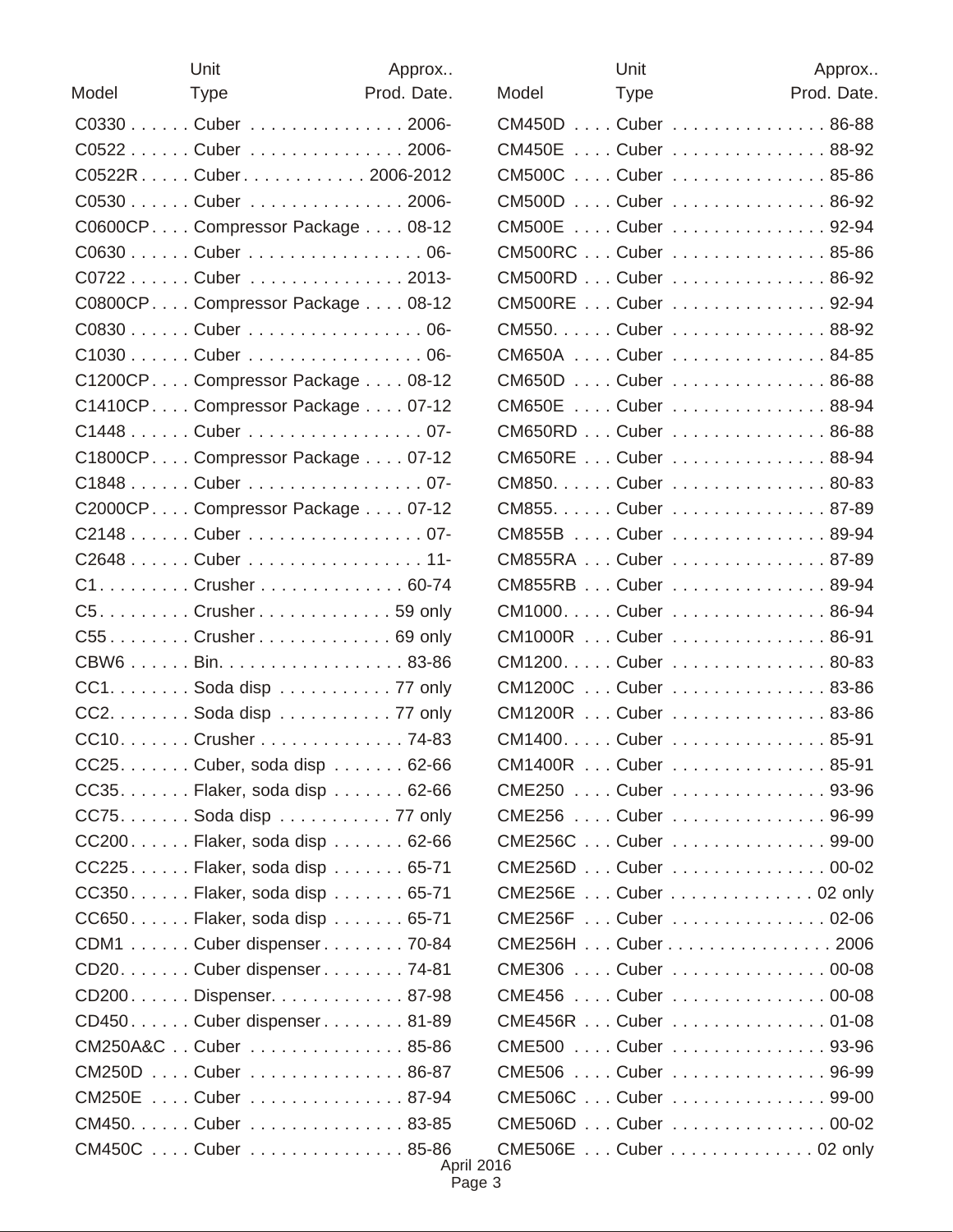| Model | Unit Type | Approx.. Prod. Date. |
|---|---|---|
| C0330 | Cuber | 2006- |
| C0522 | Cuber | 2006- |
| C0522R | Cuber | 2006-2012 |
| C0530 | Cuber | 2006- |
| C0600CP | Compressor Package | 08-12 |
| C0630 | Cuber | 06- |
| C0722 | Cuber | 2013- |
| C0800CP | Compressor Package | 08-12 |
| C0830 | Cuber | 06- |
| C1030 | Cuber | 06- |
| C1200CP | Compressor Package | 08-12 |
| C1410CP | Compressor Package | 07-12 |
| C1448 | Cuber | 07- |
| C1800CP | Compressor Package | 07-12 |
| C1848 | Cuber | 07- |
| C2000CP | Compressor Package | 07-12 |
| C2148 | Cuber | 07- |
| C2648 | Cuber | 11- |
| C1 | Crusher | 60-74 |
| C5 | Crusher | 59 only |
| C55 | Crusher | 69 only |
| CBW6 | Bin. | 83-86 |
| CC1. | Soda disp | 77 only |
| CC2. | Soda disp | 77 only |
| CC10. | Crusher | 74-83 |
| CC25. | Cuber, soda disp | 62-66 |
| CC35. | Flaker, soda disp | 62-66 |
| CC75. | Soda disp | 77 only |
| CC200. | Flaker, soda disp | 62-66 |
| CC225. | Flaker, soda disp | 65-71 |
| CC350. | Flaker, soda disp | 65-71 |
| CC650. | Flaker, soda disp | 65-71 |
| CDM1 | Cuber dispenser | 70-84 |
| CD20. | Cuber dispenser | 74-81 |
| CD200. | Dispenser. | 87-98 |
| CD450. | Cuber dispenser | 81-89 |
| CM250A&C | Cuber | 85-86 |
| CM250D | Cuber | 86-87 |
| CM250E | Cuber | 87-94 |
| CM450. | Cuber | 83-85 |
| CM450C | Cuber | 85-86 |
| CM450D | Cuber | 86-88 |
| CM450E | Cuber | 88-92 |
| CM500C | Cuber | 85-86 |
| CM500D | Cuber | 86-92 |
| CM500E | Cuber | 92-94 |
| CM500RC | Cuber | 85-86 |
| CM500RD | Cuber | 86-92 |
| CM500RE | Cuber | 92-94 |
| CM550. | Cuber | 88-92 |
| CM650A | Cuber | 84-85 |
| CM650D | Cuber | 86-88 |
| CM650E | Cuber | 88-94 |
| CM650RD | Cuber | 86-88 |
| CM650RE | Cuber | 88-94 |
| CM850. | Cuber | 80-83 |
| CM855. | Cuber | 87-89 |
| CM855B | Cuber | 89-94 |
| CM855RA | Cuber | 87-89 |
| CM855RB | Cuber | 89-94 |
| CM1000. | Cuber | 86-94 |
| CM1000R | Cuber | 86-91 |
| CM1200. | Cuber | 80-83 |
| CM1200C | Cuber | 83-86 |
| CM1200R | Cuber | 83-86 |
| CM1400. | Cuber | 85-91 |
| CM1400R | Cuber | 85-91 |
| CME250 | Cuber | 93-96 |
| CME256 | Cuber | 96-99 |
| CME256C | Cuber | 99-00 |
| CME256D | Cuber | 00-02 |
| CME256E | Cuber | 02 only |
| CME256F | Cuber | 02-06 |
| CME256H | Cuber | 2006 |
| CME306 | Cuber | 00-08 |
| CME456 | Cuber | 00-08 |
| CME456R | Cuber | 01-08 |
| CME500 | Cuber | 93-96 |
| CME506 | Cuber | 96-99 |
| CME506C | Cuber | 99-00 |
| CME506D | Cuber | 00-02 |
| CME506E | Cuber | 02 only |

April 2016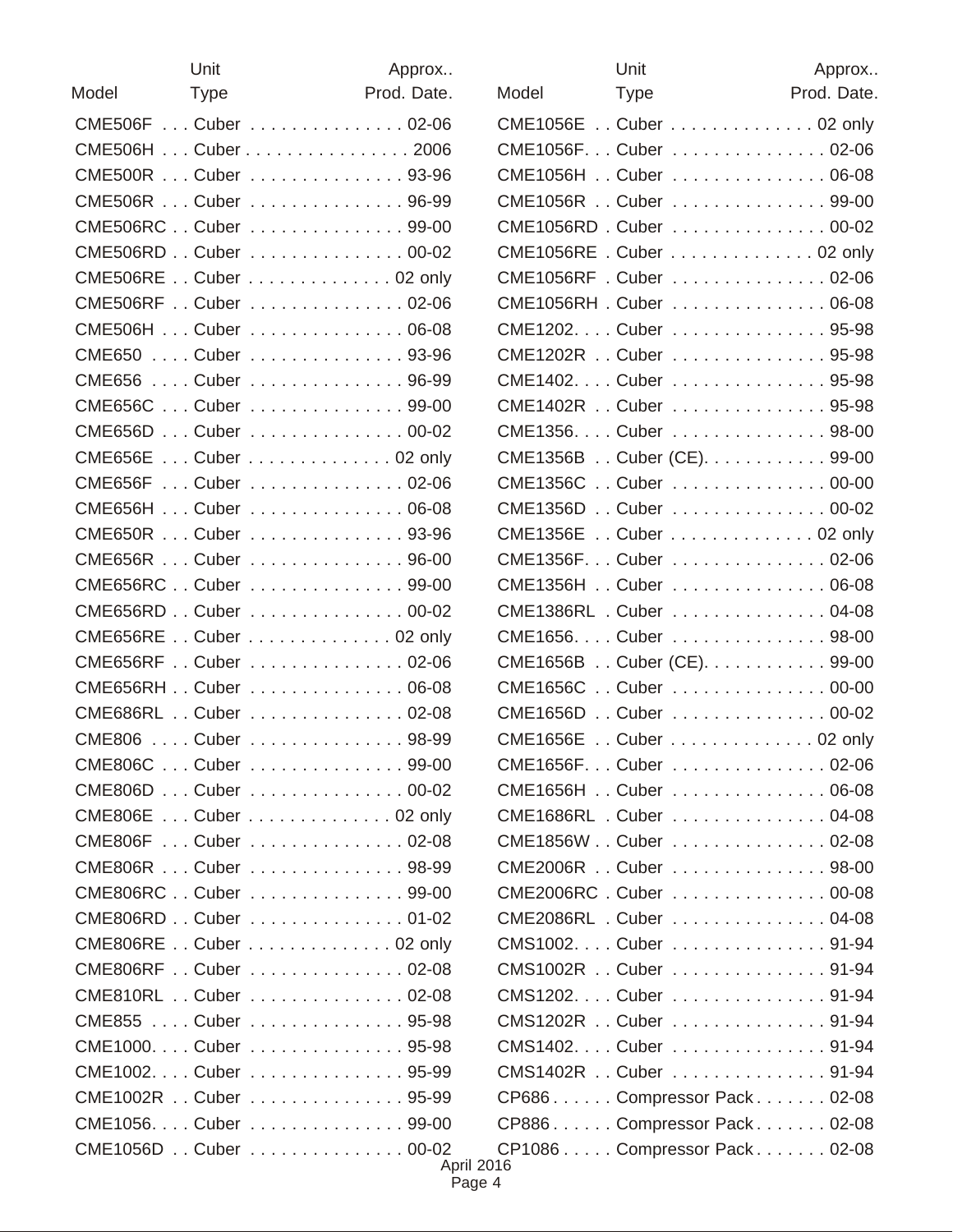| Model | Unit Type | Approx.. Prod. Date. |
|---|---|---|
| CME506F | Cuber | 02-06 |
| CME506H | Cuber | 2006 |
| CME500R | Cuber | 93-96 |
| CME506R | Cuber | 96-99 |
| CME506RC | Cuber | 99-00 |
| CME506RD | Cuber | 00-02 |
| CME506RE | Cuber | 02 only |
| CME506RF | Cuber | 02-06 |
| CME506H | Cuber | 06-08 |
| CME650 | Cuber | 93-96 |
| CME656 | Cuber | 96-99 |
| CME656C | Cuber | 99-00 |
| CME656D | Cuber | 00-02 |
| CME656E | Cuber | 02 only |
| CME656F | Cuber | 02-06 |
| CME656H | Cuber | 06-08 |
| CME650R | Cuber | 93-96 |
| CME656R | Cuber | 96-00 |
| CME656RC | Cuber | 99-00 |
| CME656RD | Cuber | 00-02 |
| CME656RE | Cuber | 02 only |
| CME656RF | Cuber | 02-06 |
| CME656RH | Cuber | 06-08 |
| CME686RL | Cuber | 02-08 |
| CME806 | Cuber | 98-99 |
| CME806C | Cuber | 99-00 |
| CME806D | Cuber | 00-02 |
| CME806E | Cuber | 02 only |
| CME806F | Cuber | 02-08 |
| CME806R | Cuber | 98-99 |
| CME806RC | Cuber | 99-00 |
| CME806RD | Cuber | 01-02 |
| CME806RE | Cuber | 02 only |
| CME806RF | Cuber | 02-08 |
| CME810RL | Cuber | 02-08 |
| CME855 | Cuber | 95-98 |
| CME1000. | Cuber | 95-98 |
| CME1002. | Cuber | 95-99 |
| CME1002R | Cuber | 95-99 |
| CME1056. | Cuber | 99-00 |
| CME1056D | Cuber | 00-02 |
| CME1056E | Cuber | 02 only |
| CME1056F. | Cuber | 02-06 |
| CME1056H | Cuber | 06-08 |
| CME1056R | Cuber | 99-00 |
| CME1056RD | Cuber | 00-02 |
| CME1056RE | Cuber | 02 only |
| CME1056RF | Cuber | 02-06 |
| CME1056RH | Cuber | 06-08 |
| CME1202. | Cuber | 95-98 |
| CME1202R | Cuber | 95-98 |
| CME1402. | Cuber | 95-98 |
| CME1402R | Cuber | 95-98 |
| CME1356. | Cuber | 98-00 |
| CME1356B | Cuber (CE). | 99-00 |
| CME1356C | Cuber | 00-00 |
| CME1356D | Cuber | 00-02 |
| CME1356E | Cuber | 02 only |
| CME1356F. | Cuber | 02-06 |
| CME1356H | Cuber | 06-08 |
| CME1386RL | Cuber | 04-08 |
| CME1656. | Cuber | 98-00 |
| CME1656B | Cuber (CE). | 99-00 |
| CME1656C | Cuber | 00-00 |
| CME1656D | Cuber | 00-02 |
| CME1656E | Cuber | 02 only |
| CME1656F. | Cuber | 02-06 |
| CME1656H | Cuber | 06-08 |
| CME1686RL | Cuber | 04-08 |
| CME1856W | Cuber | 02-08 |
| CME2006R | Cuber | 98-00 |
| CME2006RC | Cuber | 00-08 |
| CME2086RL | Cuber | 04-08 |
| CMS1002. | Cuber | 91-94 |
| CMS1002R | Cuber | 91-94 |
| CMS1202. | Cuber | 91-94 |
| CMS1202R | Cuber | 91-94 |
| CMS1402. | Cuber | 91-94 |
| CMS1402R | Cuber | 91-94 |
| CP686 | Compressor Pack | 02-08 |
| CP886 | Compressor Pack | 02-08 |
| CP1086 | Compressor Pack | 02-08 |

April 2016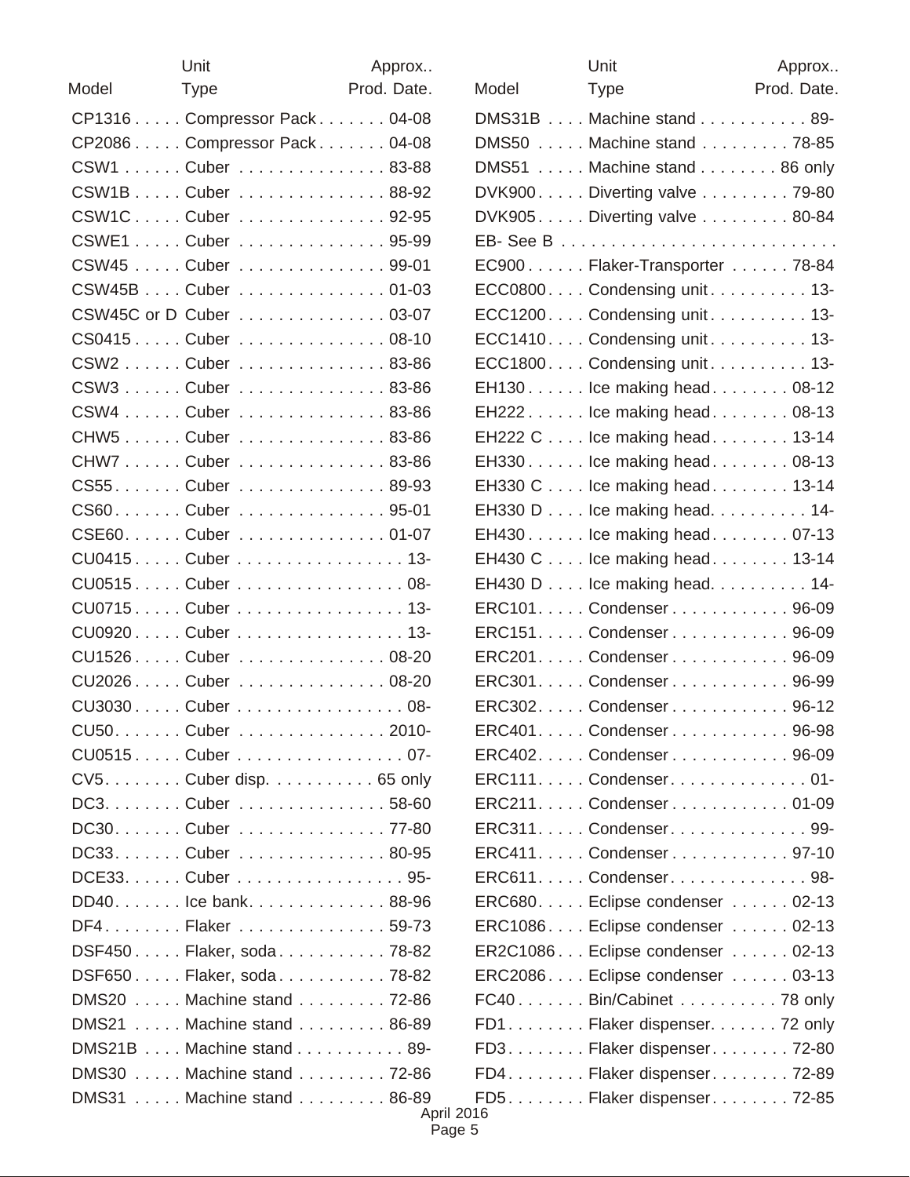| Model | Unit Type | Approx.. Prod. Date. |
|---|---|---|
| CP1316 | Compressor Pack | 04-08 |
| CP2086 | Compressor Pack | 04-08 |
| CSW1 | Cuber | 83-88 |
| CSW1B | Cuber | 88-92 |
| CSW1C | Cuber | 92-95 |
| CSWE1 | Cuber | 95-99 |
| CSW45 | Cuber | 99-01 |
| CSW45B | Cuber | 01-03 |
| CSW45C or D | Cuber | 03-07 |
| CS0415 | Cuber | 08-10 |
| CSW2 | Cuber | 83-86 |
| CSW3 | Cuber | 83-86 |
| CSW4 | Cuber | 83-86 |
| CHW5 | Cuber | 83-86 |
| CHW7 | Cuber | 83-86 |
| CS55 | Cuber | 89-93 |
| CS60 | Cuber | 95-01 |
| CSE60 | Cuber | 01-07 |
| CU0415 | Cuber | 13- |
| CU0515 | Cuber | 08- |
| CU0715 | Cuber | 13- |
| CU0920 | Cuber | 13- |
| CU1526 | Cuber | 08-20 |
| CU2026 | Cuber | 08-20 |
| CU3030 | Cuber | 08- |
| CU50 | Cuber | 2010- |
| CU0515 | Cuber | 07- |
| CV5 | Cuber disp. | 65 only |
| DC3 | Cuber | 58-60 |
| DC30 | Cuber | 77-80 |
| DC33 | Cuber | 80-95 |
| DCE33 | Cuber | 95- |
| DD40 | Ice bank | 88-96 |
| DF4 | Flaker | 59-73 |
| DSF450 | Flaker, soda | 78-82 |
| DSF650 | Flaker, soda | 78-82 |
| DMS20 | Machine stand | 72-86 |
| DMS21 | Machine stand | 86-89 |
| DMS21B | Machine stand | 89- |
| DMS30 | Machine stand | 72-86 |
| DMS31 | Machine stand | 86-89 |
| DMS31B | Machine stand | 89- |
| DMS50 | Machine stand | 78-85 |
| DMS51 | Machine stand | 86 only |
| DVK900 | Diverting valve | 79-80 |
| DVK905 | Diverting valve | 80-84 |
| EB- See B | | |
| EC900 | Flaker-Transporter | 78-84 |
| ECC0800 | Condensing unit | 13- |
| ECC1200 | Condensing unit | 13- |
| ECC1410 | Condensing unit | 13- |
| ECC1800 | Condensing unit | 13- |
| EH130 | Ice making head | 08-12 |
| EH222 | Ice making head | 08-13 |
| EH222 C | Ice making head | 13-14 |
| EH330 | Ice making head | 08-13 |
| EH330 C | Ice making head | 13-14 |
| EH330 D | Ice making head. | 14- |
| EH430 | Ice making head | 07-13 |
| EH430 C | Ice making head | 13-14 |
| EH430 D | Ice making head. | 14- |
| ERC101 | Condenser | 96-09 |
| ERC151 | Condenser | 96-09 |
| ERC201 | Condenser | 96-09 |
| ERC301 | Condenser | 96-99 |
| ERC302 | Condenser | 96-12 |
| ERC401 | Condenser | 96-98 |
| ERC402 | Condenser | 96-09 |
| ERC111 | Condenser. | 01- |
| ERC211 | Condenser | 01-09 |
| ERC311 | Condenser. | 99- |
| ERC411 | Condenser | 97-10 |
| ERC611 | Condenser. | 98- |
| ERC680 | Eclipse condenser | 02-13 |
| ERC1086 | Eclipse condenser | 02-13 |
| ER2C1086 | Eclipse condenser | 02-13 |
| ERC2086 | Eclipse condenser | 03-13 |
| FC40 | Bin/Cabinet | 78 only |
| FD1 | Flaker dispenser. | 72 only |
| FD3 | Flaker dispenser | 72-80 |
| FD4 | Flaker dispenser | 72-89 |
| FD5 | Flaker dispenser | 72-85 |

April 2016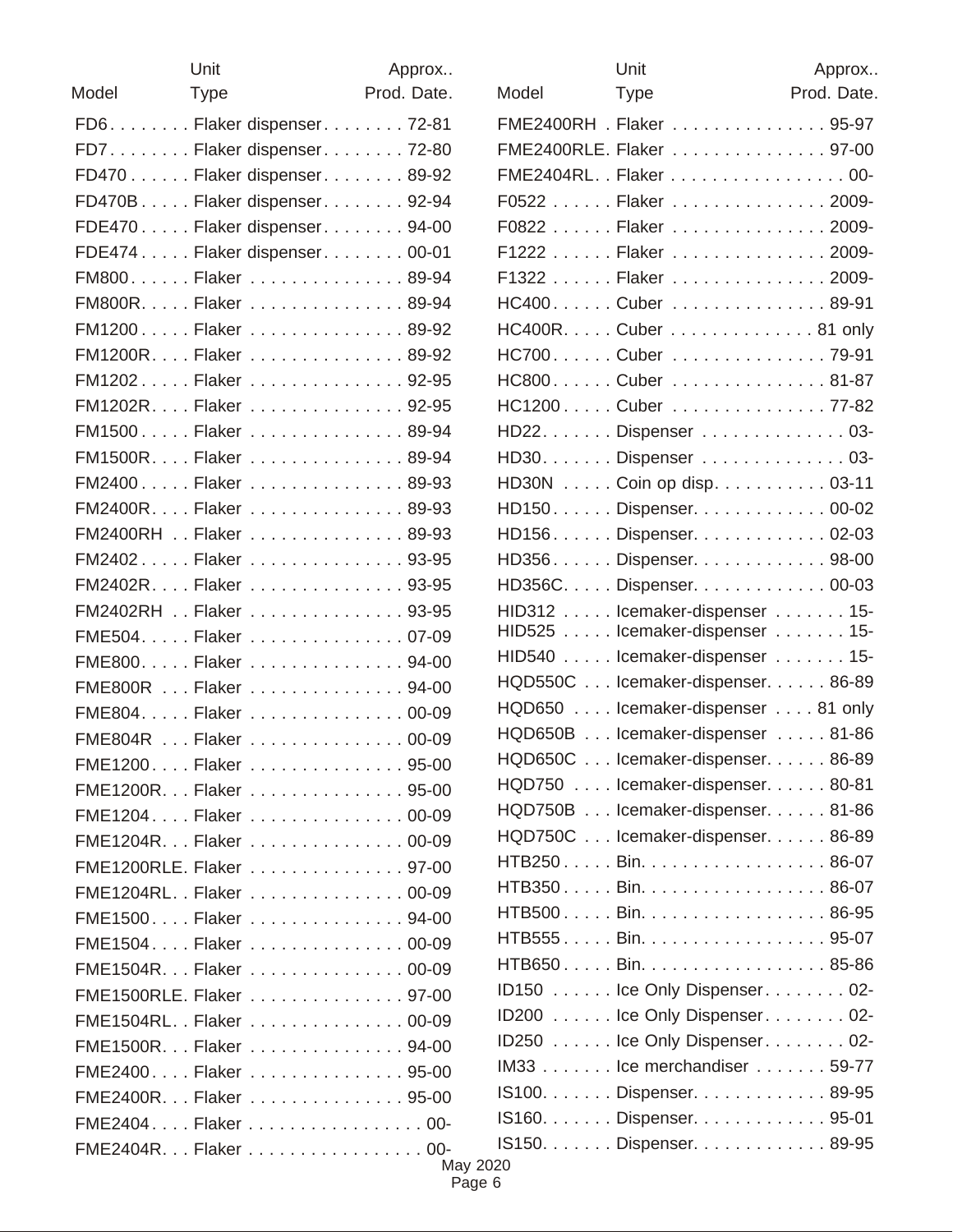| Model | Unit Type | Approx.. Prod. Date. |
|---|---|---|
| FD6 | Flaker dispenser | 72-81 |
| FD7 | Flaker dispenser | 72-80 |
| FD470 | Flaker dispenser | 89-92 |
| FD470B | Flaker dispenser | 92-94 |
| FDE470 | Flaker dispenser | 94-00 |
| FDE474 | Flaker dispenser | 00-01 |
| FM800 | Flaker | 89-94 |
| FM800R | Flaker | 89-94 |
| FM1200 | Flaker | 89-92 |
| FM1200R | Flaker | 89-92 |
| FM1202 | Flaker | 92-95 |
| FM1202R | Flaker | 92-95 |
| FM1500 | Flaker | 89-94 |
| FM1500R | Flaker | 89-94 |
| FM2400 | Flaker | 89-93 |
| FM2400R | Flaker | 89-93 |
| FM2400RH | Flaker | 89-93 |
| FM2402 | Flaker | 93-95 |
| FM2402R | Flaker | 93-95 |
| FM2402RH | Flaker | 93-95 |
| FME504 | Flaker | 07-09 |
| FME800 | Flaker | 94-00 |
| FME800R | Flaker | 94-00 |
| FME804 | Flaker | 00-09 |
| FME804R | Flaker | 00-09 |
| FME1200 | Flaker | 95-00 |
| FME1200R | Flaker | 95-00 |
| FME1204 | Flaker | 00-09 |
| FME1204R | Flaker | 00-09 |
| FME1200RLE | Flaker | 97-00 |
| FME1204RL | Flaker | 00-09 |
| FME1500 | Flaker | 94-00 |
| FME1504 | Flaker | 00-09 |
| FME1504R | Flaker | 00-09 |
| FME1500RLE | Flaker | 97-00 |
| FME1504RL | Flaker | 00-09 |
| FME1500R | Flaker | 94-00 |
| FME2400 | Flaker | 95-00 |
| FME2400R | Flaker | 95-00 |
| FME2404 | Flaker | 00- |
| FME2404R | Flaker | 00- |
| FME2400RH | Flaker | 95-97 |
| FME2400RLE | Flaker | 97-00 |
| FME2404RL | Flaker | 00- |
| F0522 | Flaker | 2009- |
| F0822 | Flaker | 2009- |
| F1222 | Flaker | 2009- |
| F1322 | Flaker | 2009- |
| HC400 | Cuber | 89-91 |
| HC400R | Cuber | 81 only |
| HC700 | Cuber | 79-91 |
| HC800 | Cuber | 81-87 |
| HC1200 | Cuber | 77-82 |
| HD22 | Dispenser | 03- |
| HD30 | Dispenser | 03- |
| HD30N | Coin op disp. | 03-11 |
| HD150 | Dispenser | 00-02 |
| HD156 | Dispenser | 02-03 |
| HD356 | Dispenser | 98-00 |
| HD356C | Dispenser | 00-03 |
| HID312 | Icemaker-dispenser | 15- |
| HID525 | Icemaker-dispenser | 15- |
| HID540 | Icemaker-dispenser | 15- |
| HQD550C | Icemaker-dispenser | 86-89 |
| HQD650 | Icemaker-dispenser | 81 only |
| HQD650B | Icemaker-dispenser | 81-86 |
| HQD650C | Icemaker-dispenser | 86-89 |
| HQD750 | Icemaker-dispenser | 80-81 |
| HQD750B | Icemaker-dispenser | 81-86 |
| HQD750C | Icemaker-dispenser | 86-89 |
| HTB250 | Bin | 86-07 |
| HTB350 | Bin | 86-07 |
| HTB500 | Bin | 86-95 |
| HTB555 | Bin | 95-07 |
| HTB650 | Bin | 85-86 |
| ID150 | Ice Only Dispenser | 02- |
| ID200 | Ice Only Dispenser | 02- |
| ID250 | Ice Only Dispenser | 02- |
| IM33 | Ice merchandiser | 59-77 |
| IS100 | Dispenser | 89-95 |
| IS160 | Dispenser | 95-01 |
| IS150 | Dispenser | 89-95 |

May 2020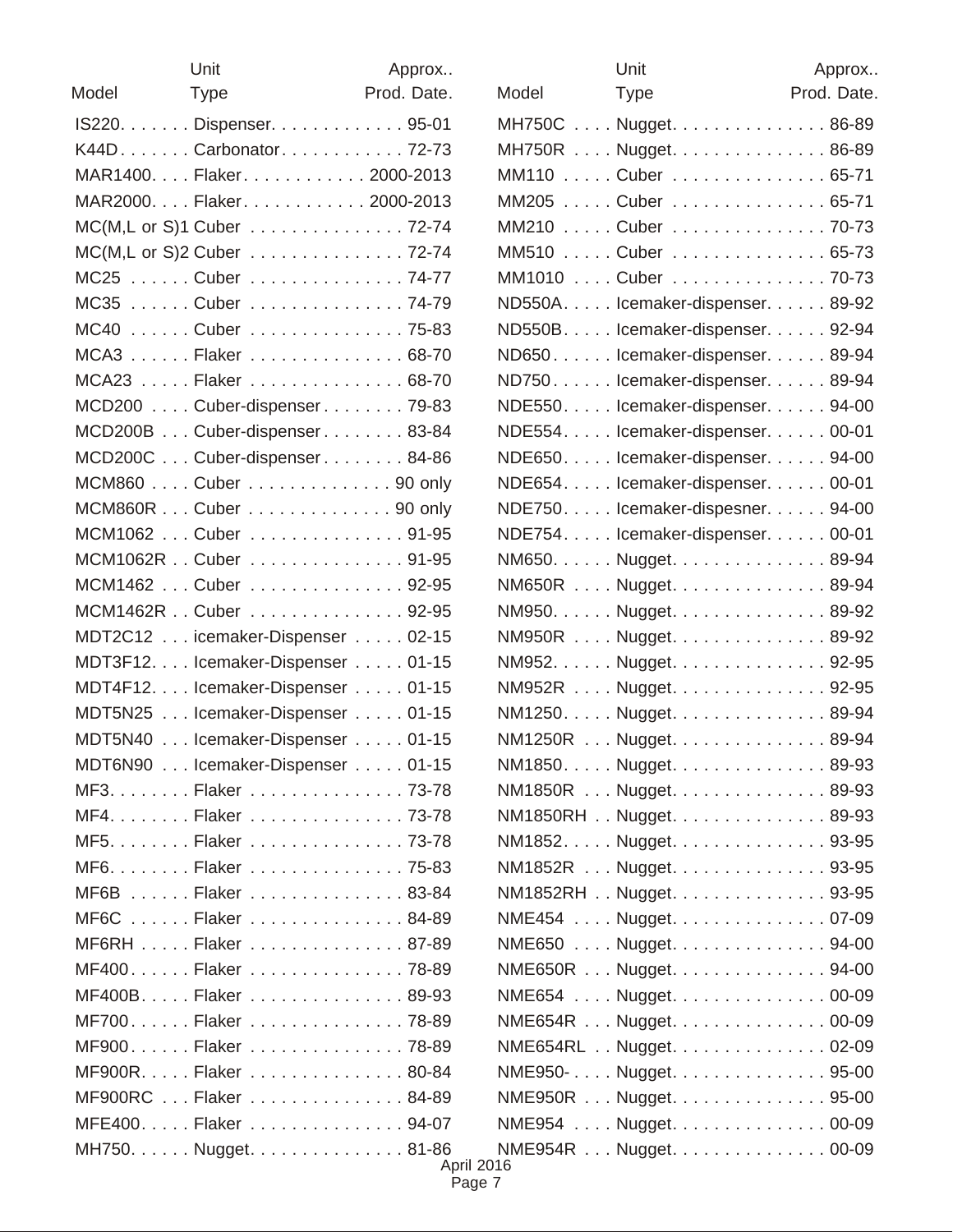| Model | Unit Type | Approx.. Prod. Date. |
|---|---|---|
| IS220 | Dispenser | 95-01 |
| K44D | Carbonator | 72-73 |
| MAR1400 | Flaker | 2000-2013 |
| MAR2000 | Flaker | 2000-2013 |
| MC(M,L or S)1 | Cuber | 72-74 |
| MC(M,L or S)2 | Cuber | 72-74 |
| MC25 | Cuber | 74-77 |
| MC35 | Cuber | 74-79 |
| MC40 | Cuber | 75-83 |
| MCA3 | Flaker | 68-70 |
| MCA23 | Flaker | 68-70 |
| MCD200 | Cuber-dispenser | 79-83 |
| MCD200B | Cuber-dispenser | 83-84 |
| MCD200C | Cuber-dispenser | 84-86 |
| MCM860 | Cuber | 90 only |
| MCM860R | Cuber | 90 only |
| MCM1062 | Cuber | 91-95 |
| MCM1062R | Cuber | 91-95 |
| MCM1462 | Cuber | 92-95 |
| MCM1462R | Cuber | 92-95 |
| MDT2C12 | icemaker-Dispenser | 02-15 |
| MDT3F12 | Icemaker-Dispenser | 01-15 |
| MDT4F12 | Icemaker-Dispenser | 01-15 |
| MDT5N25 | Icemaker-Dispenser | 01-15 |
| MDT5N40 | Icemaker-Dispenser | 01-15 |
| MDT6N90 | Icemaker-Dispenser | 01-15 |
| MF3 | Flaker | 73-78 |
| MF4 | Flaker | 73-78 |
| MF5 | Flaker | 73-78 |
| MF6 | Flaker | 75-83 |
| MF6B | Flaker | 83-84 |
| MF6C | Flaker | 84-89 |
| MF6RH | Flaker | 87-89 |
| MF400 | Flaker | 78-89 |
| MF400B | Flaker | 89-93 |
| MF700 | Flaker | 78-89 |
| MF900 | Flaker | 78-89 |
| MF900R | Flaker | 80-84 |
| MF900RC | Flaker | 84-89 |
| MFE400 | Flaker | 94-07 |
| MH750 | Nugget | 81-86 |
| MH750C | Nugget | 86-89 |
| MH750R | Nugget | 86-89 |
| MM110 | Cuber | 65-71 |
| MM205 | Cuber | 65-71 |
| MM210 | Cuber | 70-73 |
| MM510 | Cuber | 65-73 |
| MM1010 | Cuber | 70-73 |
| ND550A | Icemaker-dispenser | 89-92 |
| ND550B | Icemaker-dispenser | 92-94 |
| ND650 | Icemaker-dispenser | 89-94 |
| ND750 | Icemaker-dispenser | 89-94 |
| NDE550 | Icemaker-dispenser | 94-00 |
| NDE554 | Icemaker-dispenser | 00-01 |
| NDE650 | Icemaker-dispenser | 94-00 |
| NDE654 | Icemaker-dispenser | 00-01 |
| NDE750 | Icemaker-dispesner | 94-00 |
| NDE754 | Icemaker-dispenser | 00-01 |
| NM650 | Nugget | 89-94 |
| NM650R | Nugget | 89-94 |
| NM950 | Nugget | 89-92 |
| NM950R | Nugget | 89-92 |
| NM952 | Nugget | 92-95 |
| NM952R | Nugget | 92-95 |
| NM1250 | Nugget | 89-94 |
| NM1250R | Nugget | 89-94 |
| NM1850 | Nugget | 89-93 |
| NM1850R | Nugget | 89-93 |
| NM1850RH | Nugget | 89-93 |
| NM1852 | Nugget | 93-95 |
| NM1852R | Nugget | 93-95 |
| NM1852RH | Nugget | 93-95 |
| NME454 | Nugget | 07-09 |
| NME650 | Nugget | 94-00 |
| NME650R | Nugget | 94-00 |
| NME654 | Nugget | 00-09 |
| NME654R | Nugget | 00-09 |
| NME654RL | Nugget | 02-09 |
| NME950- | Nugget | 95-00 |
| NME950R | Nugget | 95-00 |
| NME954 | Nugget | 00-09 |
| NME954R | Nugget | 00-09 |

April 2016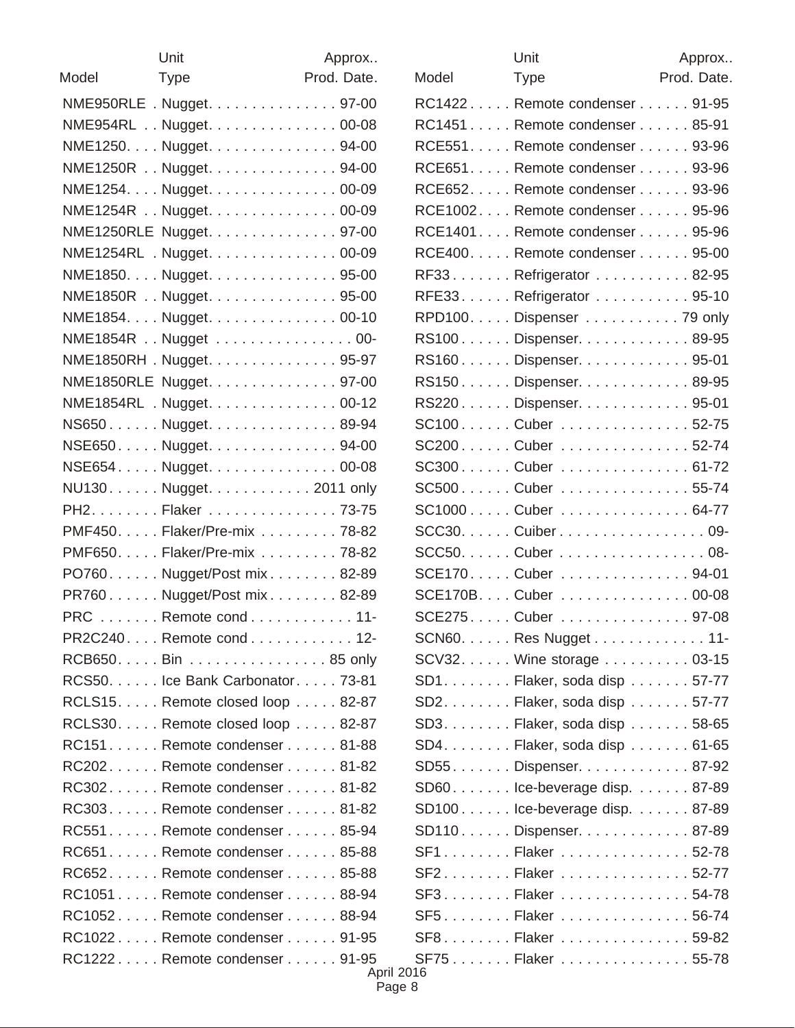| Model | Unit Type | Approx.. Prod. Date. |
|---|---|---|
| NME950RLE | Nugget | 97-00 |
| NME954RL | Nugget | 00-08 |
| NME1250 | Nugget | 94-00 |
| NME1250R | Nugget | 94-00 |
| NME1254 | Nugget | 00-09 |
| NME1254R | Nugget | 00-09 |
| NME1250RLE | Nugget | 97-00 |
| NME1254RL | Nugget | 00-09 |
| NME1850 | Nugget | 95-00 |
| NME1850R | Nugget | 95-00 |
| NME1854 | Nugget | 00-10 |
| NME1854R | Nugget | 00- |
| NME1850RH | Nugget | 95-97 |
| NME1850RLE | Nugget | 97-00 |
| NME1854RL | Nugget | 00-12 |
| NS650 | Nugget | 89-94 |
| NSE650 | Nugget | 94-00 |
| NSE654 | Nugget | 00-08 |
| NU130 | Nugget | 2011 only |
| PH2 | Flaker | 73-75 |
| PMF450 | Flaker/Pre-mix | 78-82 |
| PMF650 | Flaker/Pre-mix | 78-82 |
| PO760 | Nugget/Post mix | 82-89 |
| PR760 | Nugget/Post mix | 82-89 |
| PRC | Remote cond | 11- |
| PR2C240 | Remote cond | 12- |
| RCB650 | Bin | 85 only |
| RCS50 | Ice Bank Carbonator | 73-81 |
| RCLS15 | Remote closed loop | 82-87 |
| RCLS30 | Remote closed loop | 82-87 |
| RC151 | Remote condenser | 81-88 |
| RC202 | Remote condenser | 81-82 |
| RC302 | Remote condenser | 81-82 |
| RC303 | Remote condenser | 81-82 |
| RC551 | Remote condenser | 85-94 |
| RC651 | Remote condenser | 85-88 |
| RC652 | Remote condenser | 85-88 |
| RC1051 | Remote condenser | 88-94 |
| RC1052 | Remote condenser | 88-94 |
| RC1022 | Remote condenser | 91-95 |
| RC1222 | Remote condenser | 91-95 |
| RC1422 | Remote condenser | 91-95 |
| RC1451 | Remote condenser | 85-91 |
| RCE551 | Remote condenser | 93-96 |
| RCE651 | Remote condenser | 93-96 |
| RCE652 | Remote condenser | 93-96 |
| RCE1002 | Remote condenser | 95-96 |
| RCE1401 | Remote condenser | 95-96 |
| RCE400 | Remote condenser | 95-00 |
| RF33 | Refrigerator | 82-95 |
| RFE33 | Refrigerator | 95-10 |
| RPD100 | Dispenser | 79 only |
| RS100 | Dispenser | 89-95 |
| RS160 | Dispenser | 95-01 |
| RS150 | Dispenser | 89-95 |
| RS220 | Dispenser | 95-01 |
| SC100 | Cuber | 52-75 |
| SC200 | Cuber | 52-74 |
| SC300 | Cuber | 61-72 |
| SC500 | Cuber | 55-74 |
| SC1000 | Cuber | 64-77 |
| SCC30 | Cuiber | 09- |
| SCC50 | Cuber | 08- |
| SCE170 | Cuber | 94-01 |
| SCE170B | Cuber | 00-08 |
| SCE275 | Cuber | 97-08 |
| SCN60 | Res Nugget | 11- |
| SCV32 | Wine storage | 03-15 |
| SD1 | Flaker, soda disp | 57-77 |
| SD2 | Flaker, soda disp | 57-77 |
| SD3 | Flaker, soda disp | 58-65 |
| SD4 | Flaker, soda disp | 61-65 |
| SD55 | Dispenser | 87-92 |
| SD60 | Ice-beverage disp. | 87-89 |
| SD100 | Ice-beverage disp. | 87-89 |
| SD110 | Dispenser | 87-89 |
| SF1 | Flaker | 52-78 |
| SF2 | Flaker | 52-77 |
| SF3 | Flaker | 54-78 |
| SF5 | Flaker | 56-74 |
| SF8 | Flaker | 59-82 |
| SF75 | Flaker | 55-78 |

April 2016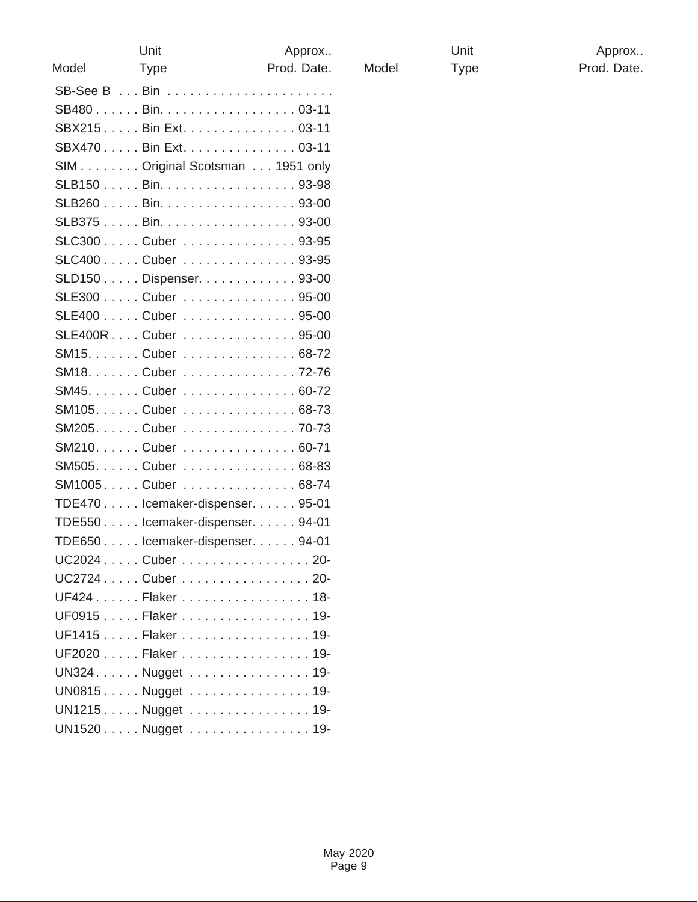| Model | Unit Type | Approx.. Prod. Date. | Model | Unit Type | Approx.. Prod. Date. |
|---|---|---|---|---|---|
| SB-See B | Bin | | | | |
| SB480 | Bin. | 03-11 | | | |
| SBX215 | Bin Ext. | 03-11 | | | |
| SBX470 | Bin Ext. | 03-11 | | | |
| SIM | Original Scotsman | 1951 only | | | |
| SLB150 | Bin. | 93-98 | | | |
| SLB260 | Bin. | 93-00 | | | |
| SLB375 | Bin. | 93-00 | | | |
| SLC300 | Cuber | 93-95 | | | |
| SLC400 | Cuber | 93-95 | | | |
| SLD150 | Dispenser. | 93-00 | | | |
| SLE300 | Cuber | 95-00 | | | |
| SLE400 | Cuber | 95-00 | | | |
| SLE400R | Cuber | 95-00 | | | |
| SM15. | Cuber | 68-72 | | | |
| SM18. | Cuber | 72-76 | | | |
| SM45. | Cuber | 60-72 | | | |
| SM105. | Cuber | 68-73 | | | |
| SM205. | Cuber | 70-73 | | | |
| SM210. | Cuber | 60-71 | | | |
| SM505. | Cuber | 68-83 | | | |
| SM1005 | Cuber | 68-74 | | | |
| TDE470 | Icemaker-dispenser. | 95-01 | | | |
| TDE550 | Icemaker-dispenser. | 94-01 | | | |
| TDE650 | Icemaker-dispenser. | 94-01 | | | |
| UC2024 | Cuber | 20- | | | |
| UC2724 | Cuber | 20- | | | |
| UF424 | Flaker | 18- | | | |
| UF0915 | Flaker | 19- | | | |
| UF1415 | Flaker | 19- | | | |
| UF2020 | Flaker | 19- | | | |
| UN324 | Nugget | 19- | | | |
| UN0815 | Nugget | 19- | | | |
| UN1215 | Nugget | 19- | | | |
| UN1520 | Nugget | 19- | | | |

May 2020